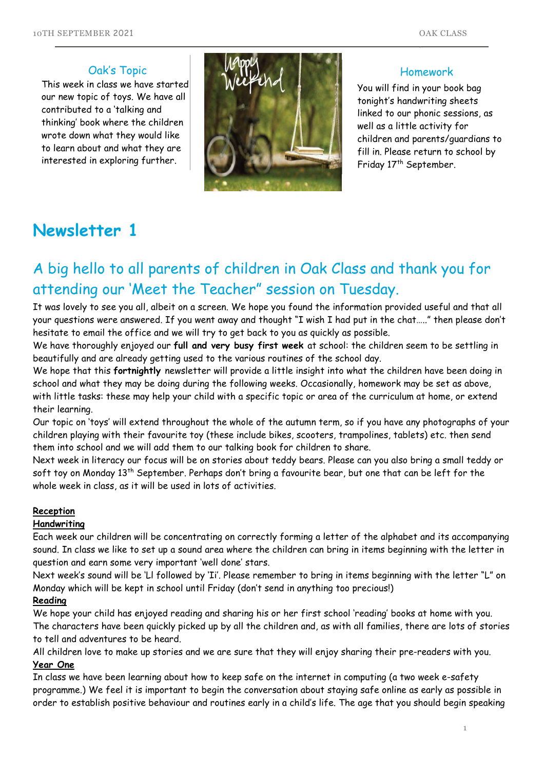## Oak's Topic

This week in class we have started our new topic of toys. We have all contributed to a 'talking and thinking' book where the children wrote down what they would like to learn about and what they are interested in exploring further.

## Homework

You will find in your book bag tonight's handwriting sheets linked to our phonic sessions, as well as a little activity for children and parents/guardians to fill in. Please return to school by Friday 17th September.

# Newsletter 1

## A big hello to all parents of children in Oak Class and thank you for attending our 'Meet the Teacher" session on Tuesday.

It was lovely to see you all, albeit on a screen. We hope you found the information provided useful and that all your questions were answered. If you went away and thought "I wish I had put in the chat….." then please don't hesitate to email the office and we will try to get back to you as quickly as possible.

We have thoroughly enjoyed our **full and very busy first week** at school: the children seem to be settling in beautifully and are already getting used to the various routines of the school day.

We hope that this **fortnightly** newsletter will provide a little insight into what the children have been doing in school and what they may be doing during the following weeks. Occasionally, homework may be set as above, with little tasks: these may help your child with a specific topic or area of the curriculum at home, or extend their learning.

Our topic on 'toys' will extend throughout the whole of the autumn term, so if you have any photographs of your children playing with their favourite toy (these include bikes, scooters, trampolines, tablets) etc. then send them into school and we will add them to our talking book for children to share.

Next week in literacy our focus will be on stories about teddy bears. Please can you also bring a small teddy or soft toy on Monday 13th September. Perhaps don't bring a favourite bear, but one that can be left for the whole week in class, as it will be used in lots of activities.

**Reception**

**Handwriting**

Each week our children will be concentrating on correctly forming a letter of the alphabet and its accompanying sound. In class we like to set up a sound area where the children can bring in items beginning with the letter in question and earn some very important 'well done' stars.

Next week's sound will be 'Ll followed by 'Ii'. Please remember to bring in items beginning with the letter "L" on Monday which will be kept in school until Friday (don't send in anything too precious!)

**Reading**

We hope your child has enjoyed reading and sharing his or her first school 'reading' books at home with you. The characters have been quickly picked up by all the children and, as with all families, there are lots of stories to tell and adventures to be heard.

All children love to make up stories and we are sure that they will enjoy sharing their pre-readers with you.

**Year One**

In class we have been learning about how to keep safe on the internet in computing (a two week e-safety programme.) We feel it is important to begin the conversation about staying safe online as early as possible in order to establish positive behaviour and routines early in a child's life. The age that you should begin speaking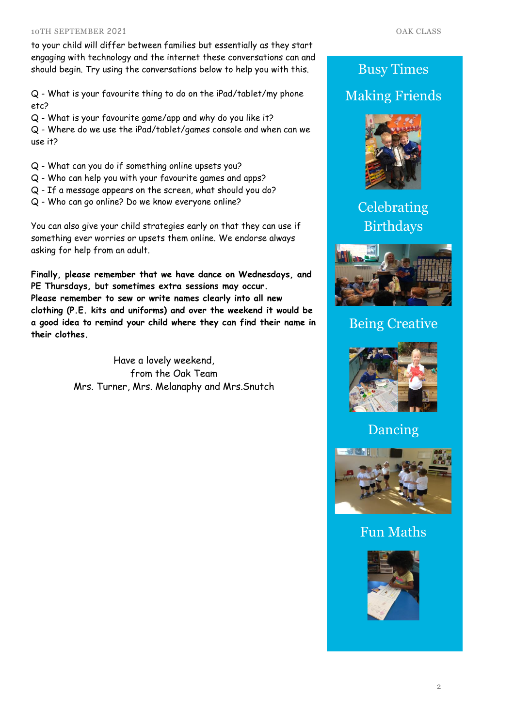to your child will differ between families but essentially as they start engaging with technology and the internet these conversations can and should begin. Try using the conversations below to help you with this.

Q - What is your favourite thing to do on the iPad/tablet/my phone etc?
Q - What is your favourite game/app and why do you like it?
Q - Where do we use the iPad/tablet/games console and when can we use it?

Q - What can you do if something online upsets you?
Q - Who can help you with your favourite games and apps?
Q - If a message appears on the screen, what should you do?
Q - Who can go online? Do we know everyone online?

You can also give your child strategies early on that they can use if something ever worries or upsets them online. We endorse always asking for help from an adult.

**Finally, please remember that we have dance on Wednesdays, and PE Thursdays, but sometimes extra sessions may occur. Please remember to sew or write names clearly into all new clothing (P.E. kits and uniforms) and over the weekend it would be a good idea to remind your child where they can find their name in their clothes.**

Have a lovely weekend,
from the Oak Team
Mrs. Turner, Mrs. Melanaphy and Mrs.Snutch

## Busy Times

### Making Friends

### Celebrating Birthdays

### Being Creative

### Dancing

### Fun Maths